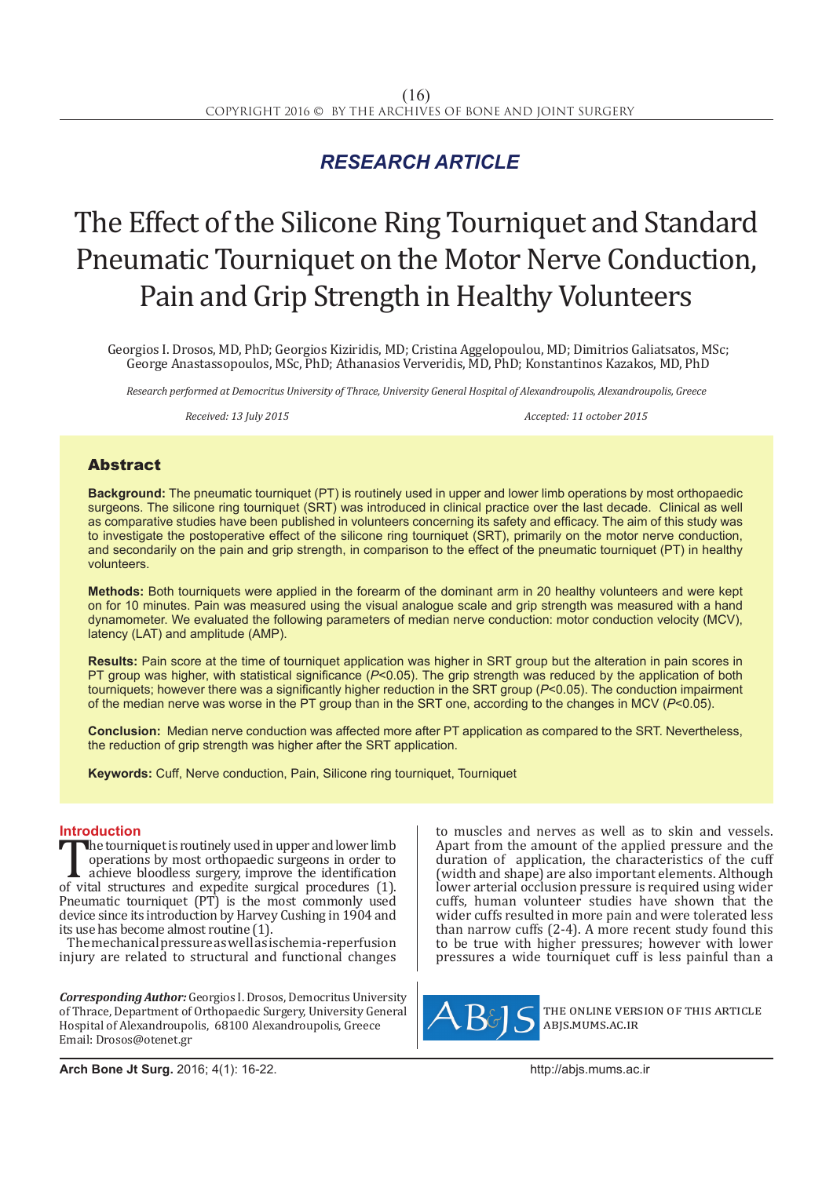*RESEARCH ARTICLE*

# The Effect of the Silicone Ring Tourniquet and Standard Pneumatic Tourniquet on the Motor Nerve Conduction, Pain and Grip Strength in Healthy Volunteers

Georgios I. Drosos, MD, PhD; Georgios Kiziridis, MD; Cristina Aggelopoulou, MD; Dimitrios Galiatsatos, MSc; George Anastassopoulos, MSc, PhD; Athanasios Ververidis, MD, PhD; Konstantinos Kazakos, MD, PhD

*Research performed at Democritus University of Thrace, University General Hospital of Alexandroupolis, Alexandroupolis, Greece*

*Received: 13 July 2015* *Accepted: 11 october 2015*

## Abstract

**Background:** The pneumatic tourniquet (PT) is routinely used in upper and lower limb operations by most orthopaedic surgeons. The silicone ring tourniquet (SRT) was introduced in clinical practice over the last decade. Clinical as well as comparative studies have been published in volunteers concerning its safety and efficacy. The aim of this study was to investigate the postoperative effect of the silicone ring tourniquet (SRT), primarily on the motor nerve conduction, and secondarily on the pain and grip strength, in comparison to the effect of the pneumatic tourniquet (PT) in healthy volunteers.

**Methods:** Both tourniquets were applied in the forearm of the dominant arm in 20 healthy volunteers and were kept on for 10 minutes. Pain was measured using the visual analogue scale and grip strength was measured with a hand dynamometer. We evaluated the following parameters of median nerve conduction: motor conduction velocity (MCV), latency (LAT) and amplitude (AMP).

**Results:** Pain score at the time of tourniquet application was higher in SRT group but the alteration in pain scores in PT group was higher, with statistical significance ($P<0.05$). The grip strength was reduced by the application of both tourniquets; however there was a significantly higher reduction in the SRT group ($P<0.05$). The conduction impairment of the median nerve was worse in the PT group than in the SRT one, according to the changes in MCV ($P<0.05$).

**Conclusion:** Median nerve conduction was affected more after PT application as compared to the SRT. Nevertheless, the reduction of grip strength was higher after the SRT application.

**Keywords:** Cuff, Nerve conduction, Pain, Silicone ring tourniquet, Tourniquet

## Introduction

The tourniquet is routinely used in upper and lower limb operations by most orthopaedic surgeons in order to achieve bloodless surgery, improve the identification of vital structures and expedite surgical procedures (1). Pneumatic tourniquet (PT) is the most commonly used device since its introduction by Harvey Cushing in 1904 and its use has become almost routine (1).

The mechanical pressure as well as ischemia-reperfusion injury are related to structural and functional changes to muscles and nerves as well as to skin and vessels. Apart from the amount of the applied pressure and the duration of application, the characteristics of the cuff (width and shape) are also important elements. Although lower arterial occlusion pressure is required using wider cuffs, human volunteer studies have shown that the wider cuffs resulted in more pain and were tolerated less than narrow cuffs (2-4). A more recent study found this to be true with higher pressures; however with lower pressures a wide tourniquet cuff is less painful than a

*Corresponding Author:* Georgios I. Drosos, Democritus University of Thrace, Department of Orthopaedic Surgery, University General Hospital of Alexandroupolis, 68100 Alexandroupolis, Greece
Email: Drosos@otenet.gr

THE ONLINE VERSION OF THIS ARTICLE ABJS.MUMS.AC.IR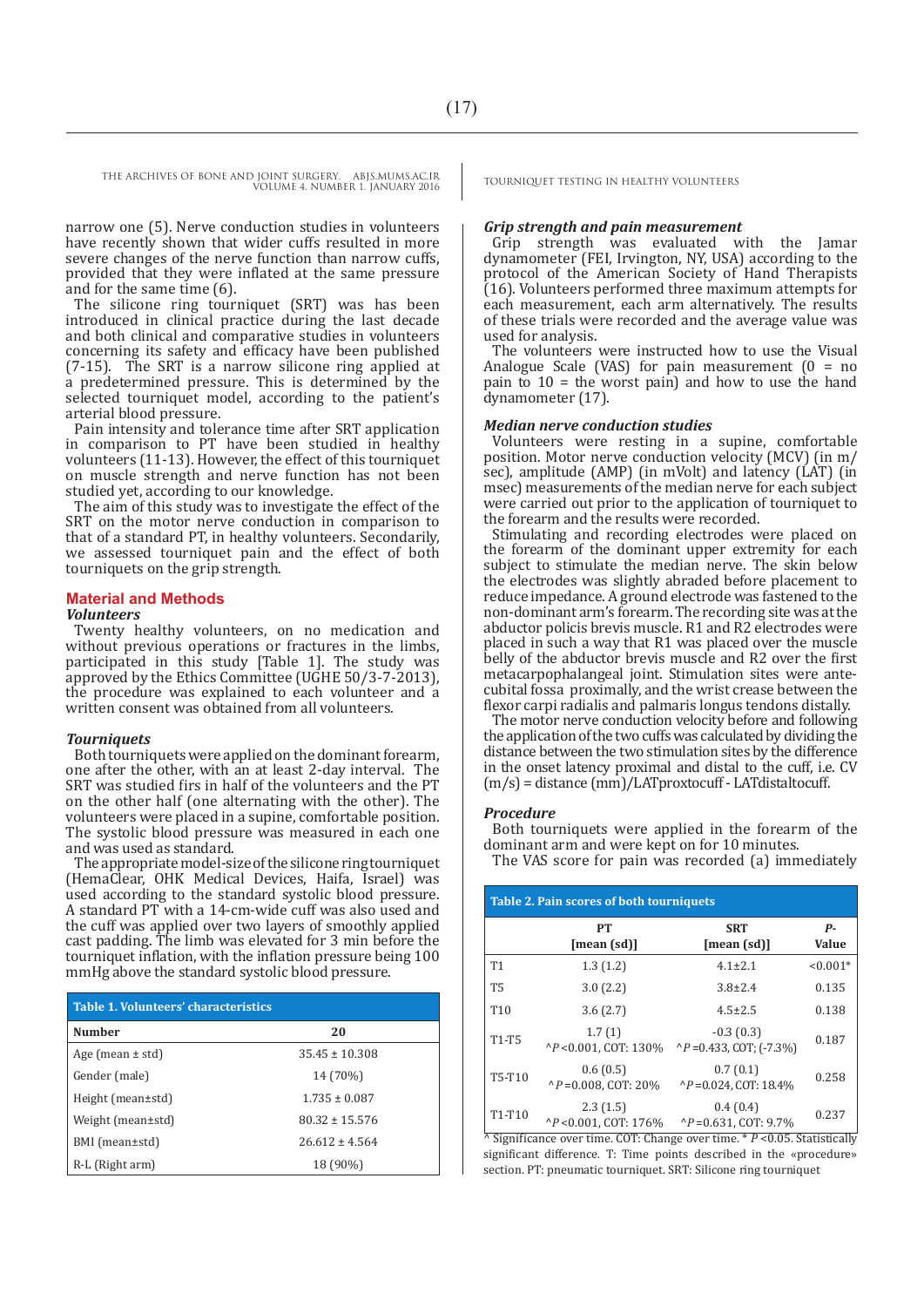narrow one (5). Nerve conduction studies in volunteers have recently shown that wider cuffs resulted in more severe changes of the nerve function than narrow cuffs, provided that they were inflated at the same pressure and for the same time (6).

The silicone ring tourniquet (SRT) was has been introduced in clinical practice during the last decade and both clinical and comparative studies in volunteers concerning its safety and efficacy have been published (7-15). The SRT is a narrow silicone ring applied at a predetermined pressure. This is determined by the selected tourniquet model, according to the patient's arterial blood pressure.

Pain intensity and tolerance time after SRT application in comparison to PT have been studied in healthy volunteers (11-13). However, the effect of this tourniquet on muscle strength and nerve function has not been studied yet, according to our knowledge.

The aim of this study was to investigate the effect of the SRT on the motor nerve conduction in comparison to that of a standard PT, in healthy volunteers. Secondarily, we assessed tourniquet pain and the effect of both tourniquets on the grip strength.

## Material and Methods

### *Volunteers*

Twenty healthy volunteers, on no medication and without previous operations or fractures in the limbs, participated in this study [Table 1]. The study was approved by the Ethics Committee (UGHE 50/3-7-2013), the procedure was explained to each volunteer and a written consent was obtained from all volunteers.

### *Tourniquets*

Both tourniquets were applied on the dominant forearm, one after the other, with an at least 2-day interval. The SRT was studied firs in half of the volunteers and the PT on the other half (one alternating with the other). The volunteers were placed in a supine, comfortable position. The systolic blood pressure was measured in each one and was used as standard.

The appropriate model-size of the silicone ring tourniquet (HemaClear, OHK Medical Devices, Haifa, Israel) was used according to the standard systolic blood pressure. A standard PT with a 14-cm-wide cuff was also used and the cuff was applied over two layers of smoothly applied cast padding. The limb was elevated for 3 min before the tourniquet inflation, with the inflation pressure being 100 mmHg above the standard systolic blood pressure.

**Table 1. Volunteers' characteristics**

| Number | 20 |
|---|---|
| Age (mean ± std) | 35.45 ± 10.308 |
| Gender (male) | 14 (70%) |
| Height (mean±std) | 1.735 ± 0.087 |
| Weight (mean±std) | 80.32 ± 15.576 |
| BMI (mean±std) | 26.612 ± 4.564 |
| R-L (Right arm) | 18 (90%) |

### *Grip strength and pain measurement*

Grip strength was evaluated with the Jamar dynamometer (FEI, Irvington, NY, USA) according to the protocol of the American Society of Hand Therapists (16). Volunteers performed three maximum attempts for each measurement, each arm alternatively. The results of these trials were recorded and the average value was used for analysis.

The volunteers were instructed how to use the Visual Analogue Scale (VAS) for pain measurement (0 = no pain to 10 = the worst pain) and how to use the hand dynamometer (17).

### *Median nerve conduction studies*

Volunteers were resting in a supine, comfortable position. Motor nerve conduction velocity (MCV) (in m/sec), amplitude (AMP) (in mVolt) and latency (LAT) (in msec) measurements of the median nerve for each subject were carried out prior to the application of tourniquet to the forearm and the results were recorded.

Stimulating and recording electrodes were placed on the forearm of the dominant upper extremity for each subject to stimulate the median nerve. The skin below the electrodes was slightly abraded before placement to reduce impedance. A ground electrode was fastened to the non-dominant arm's forearm. The recording site was at the abductor policis brevis muscle. R1 and R2 electrodes were placed in such a way that R1 was placed over the muscle belly of the abductor brevis muscle and R2 over the first metacarpophalangeal joint. Stimulation sites were antecubital fossa proximally, and the wrist crease between the flexor carpi radialis and palmaris longus tendons distally.

The motor nerve conduction velocity before and following the application of the two cuffs was calculated by dividing the distance between the two stimulation sites by the difference in the onset latency proximal and distal to the cuff, i.e. CV (m/s) = distance (mm)/LATproxtocuff - LATdistaltocuff.

### *Procedure*

Both tourniquets were applied in the forearm of the dominant arm and were kept on for 10 minutes.

The VAS score for pain was recorded (a) immediately

**Table 2. Pain scores of both tourniquets**

| | PT [mean (sd)] | SRT [mean (sd)] | P-Value |
|---|---|---|---|
| T1 | 1.3 (1.2) | 4.1±2.1 | <0.001* |
| T5 | 3.0 (2.2) | 3.8±2.4 | 0.135 |
| T10 | 3.6 (2.7) | 4.5±2.5 | 0.138 |
| T1-T5 | 1.7 (1) ^*P* <0.001, COT: 130% | -0.3 (0.3) ^*P* =0.433, COT; (-7.3%) | 0.187 |
| T5-T10 | 0.6 (0.5) ^*P* =0.008, COT: 20% | 0.7 (0.1) ^*P* =0.024, COT: 18.4% | 0.258 |
| T1-T10 | 2.3 (1.5) ^*P* <0.001, COT: 176% | 0.4 (0.4) ^*P* =0.631, COT: 9.7% | 0.237 |

^ Significance over time. COT: Change over time. * *P* <0.05. Statistically significant difference. T: Time points described in the «procedure» section. PT: pneumatic tourniquet. SRT: Silicone ring tourniquet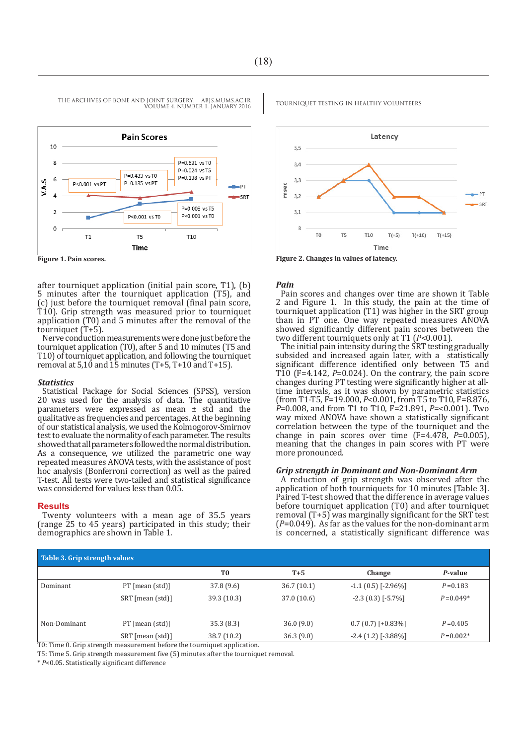Figure 1. Pain scores.

Figure 2. Changes in values of latency.

after tourniquet application (initial pain score, T1), (b) 5 minutes after the tourniquet application (T5), and (c) just before the tourniquet removal (final pain score, T10). Grip strength was measured prior to tourniquet application (T0) and 5 minutes after the removal of the tourniquet (T+5).

Nerve conduction measurements were done just before the tourniquet application (T0), after 5 and 10 minutes (T5 and T10) of tourniquet application, and following the tourniquet removal at 5,10 and 15 minutes (T+5, T+10 and T+15).

### *Statistics*

Statistical Package for Social Sciences (SPSS), version 20 was used for the analysis of data. The quantitative parameters were expressed as mean ± std and the qualitative as frequencies and percentages. At the beginning of our statistical analysis, we used the Kolmogorov-Smirnov test to evaluate the normality of each parameter. The results showed that all parameters followed the normal distribution. As a consequence, we utilized the parametric one way repeated measures ANOVA tests, with the assistance of post hoc analysis (Bonferroni correction) as well as the paired T-test. All tests were two-tailed and statistical significance was considered for values less than 0.05.

## Results

Twenty volunteers with a mean age of 35.5 years (range 25 to 45 years) participated in this study; their demographics are shown in Table 1.

### *Pain*

Pain scores and changes over time are shown it Table 2 and Figure 1. In this study, the pain at the time of tourniquet application (T1) was higher in the SRT group than in PT one. One way repeated measures ANOVA showed significantly different pain scores between the two different tourniquets only at T1 (*P*<0.001).

The initial pain intensity during the SRT testing gradually subsided and increased again later, with a statistically significant difference identified only between T5 and T10 (F=4.142, *P*=0.024). On the contrary, the pain score changes during PT testing were significantly higher at all-time intervals, as it was shown by parametric statistics (from T1-T5, F=19.000, *P*<0.001, from T5 to T10, F=8.876, *P*=0.008, and from T1 to T10, F=21.891, *P*=<0.001). Two way mixed ANOVA have shown a statistically significant correlation between the type of the tourniquet and the change in pain scores over time (F=4.478, *P*=0.005), meaning that the changes in pain scores with PT were more pronounced.

### *Grip strength in Dominant and Non-Dominant Arm*

A reduction of grip strength was observed after the application of both tourniquets for 10 minutes [Table 3]. Paired T-test showed that the difference in average values before tourniquet application (T0) and after tourniquet removal (T+5) was marginally significant for the SRT test (*P*=0.049). As far as the values for the non-dominant arm is concerned, a statistically significant difference was

**Table 3. Grip strength values**

| | | T0 | T+5 | Change | *P*-value |
|---|---|---|---|---|---|
| Dominant | PT [mean (std)] | 37.8 (9.6) | 36.7 (10.1) | -1.1 (0.5) [-2.96%] | *P*=0.183 |
| | SRT [mean (std)] | 39.3 (10.3) | 37.0 (10.6) | -2.3 (0.3) [-5.7%] | *P*=0.049* |
| Non-Dominant | PT [mean (std)] | 35.3 (8.3) | 36.0 (9.0) | 0.7 (0.7) [+0.83%] | *P*=0.405 |
| | SRT [mean (std)] | 38.7 (10.2) | 36.3 (9.0) | -2.4 (1.2) [-3.88%] | *P*=0.002* |

T0: Time 0. Grip strength measurement before the tourniquet application.
T5: Time 5. Grip strength measurement five (5) minutes after the tourniquet removal.
\* *P*<0.05. Statistically significant difference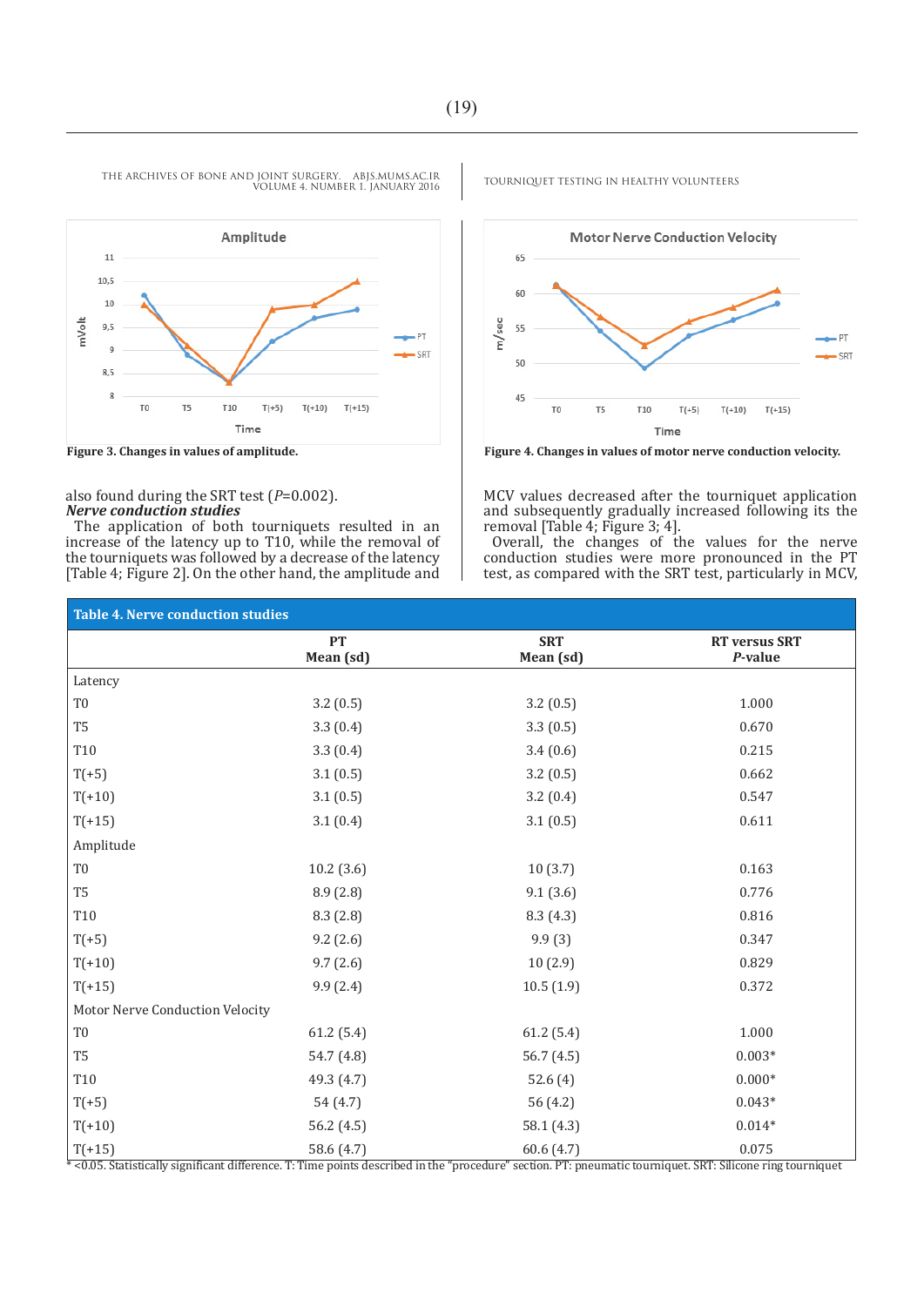Figure 3. Changes in values of amplitude.

Figure 4. Changes in values of motor nerve conduction velocity.

also found during the SRT test ($P$=0.002).

***Nerve conduction studies***

The application of both tourniquets resulted in an increase of the latency up to T10, while the removal of the tourniquets was followed by a decrease of the latency [Table 4; Figure 2]. On the other hand, the amplitude and MCV values decreased after the tourniquet application and subsequently gradually increased following its the removal [Table 4; Figure 3; 4].

Overall, the changes of the values for the nerve conduction studies were more pronounced in the PT test, as compared with the SRT test, particularly in MCV,

**Table 4. Nerve conduction studies**

| | PT Mean (sd) | SRT Mean (sd) | RT versus SRT *P*-value |
|---|---|---|---|
| Latency | | | |
| T0 | 3.2 (0.5) | 3.2 (0.5) | 1.000 |
| T5 | 3.3 (0.4) | 3.3 (0.5) | 0.670 |
| T10 | 3.3 (0.4) | 3.4 (0.6) | 0.215 |
| T(+5) | 3.1 (0.5) | 3.2 (0.5) | 0.662 |
| T(+10) | 3.1 (0.5) | 3.2 (0.4) | 0.547 |
| T(+15) | 3.1 (0.4) | 3.1 (0.5) | 0.611 |
| Amplitude | | | |
| T0 | 10.2 (3.6) | 10 (3.7) | 0.163 |
| T5 | 8.9 (2.8) | 9.1 (3.6) | 0.776 |
| T10 | 8.3 (2.8) | 8.3 (4.3) | 0.816 |
| T(+5) | 9.2 (2.6) | 9.9 (3) | 0.347 |
| T(+10) | 9.7 (2.6) | 10 (2.9) | 0.829 |
| T(+15) | 9.9 (2.4) | 10.5 (1.9) | 0.372 |
| Motor Nerve Conduction Velocity | | | |
| T0 | 61.2 (5.4) | 61.2 (5.4) | 1.000 |
| T5 | 54.7 (4.8) | 56.7 (4.5) | 0.003* |
| T10 | 49.3 (4.7) | 52.6 (4) | 0.000* |
| T(+5) | 54 (4.7) | 56 (4.2) | 0.043* |
| T(+10) | 56.2 (4.5) | 58.1 (4.3) | 0.014* |
| T(+15) | 58.6 (4.7) | 60.6 (4.7) | 0.075 |

* <0.05. Statistically significant difference. T: Time points described in the "procedure" section. PT: pneumatic tourniquet. SRT: Silicone ring tourniquet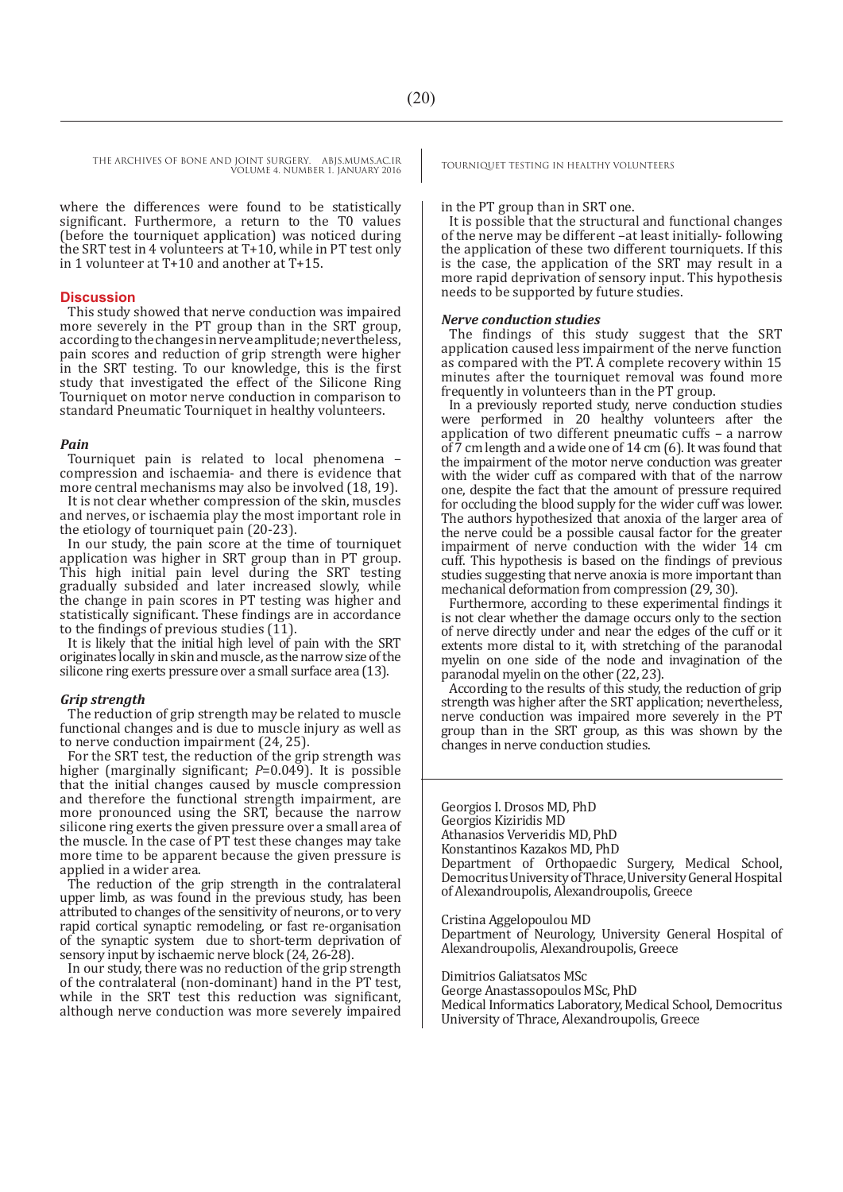where the differences were found to be statistically significant. Furthermore, a return to the T0 values (before the tourniquet application) was noticed during the SRT test in 4 volunteers at T+10, while in PT test only in 1 volunteer at T+10 and another at T+15.

## Discussion

This study showed that nerve conduction was impaired more severely in the PT group than in the SRT group, according to the changes in nerve amplitude; nevertheless, pain scores and reduction of grip strength were higher in the SRT testing. To our knowledge, this is the first study that investigated the effect of the Silicone Ring Tourniquet on motor nerve conduction in comparison to standard Pneumatic Tourniquet in healthy volunteers.

### *Pain*

Tourniquet pain is related to local phenomena – compression and ischaemia- and there is evidence that more central mechanisms may also be involved (18, 19).

It is not clear whether compression of the skin, muscles and nerves, or ischaemia play the most important role in the etiology of tourniquet pain (20-23).

In our study, the pain score at the time of tourniquet application was higher in SRT group than in PT group. This high initial pain level during the SRT testing gradually subsided and later increased slowly, while the change in pain scores in PT testing was higher and statistically significant. These findings are in accordance to the findings of previous studies (11).

It is likely that the initial high level of pain with the SRT originates locally in skin and muscle, as the narrow size of the silicone ring exerts pressure over a small surface area (13).

### *Grip strength*

The reduction of grip strength may be related to muscle functional changes and is due to muscle injury as well as to nerve conduction impairment (24, 25).

For the SRT test, the reduction of the grip strength was higher (marginally significant; $P$=0.049). It is possible that the initial changes caused by muscle compression and therefore the functional strength impairment, are more pronounced using the SRT, because the narrow silicone ring exerts the given pressure over a small area of the muscle. In the case of PT test these changes may take more time to be apparent because the given pressure is applied in a wider area.

The reduction of the grip strength in the contralateral upper limb, as was found in the previous study, has been attributed to changes of the sensitivity of neurons, or to very rapid cortical synaptic remodeling, or fast re-organisation of the synaptic system due to short-term deprivation of sensory input by ischaemic nerve block (24, 26-28).

In our study, there was no reduction of the grip strength of the contralateral (non-dominant) hand in the PT test, while in the SRT test this reduction was significant, although nerve conduction was more severely impaired in the PT group than in SRT one.

It is possible that the structural and functional changes of the nerve may be different –at least initially- following the application of these two different tourniquets. If this is the case, the application of the SRT may result in a more rapid deprivation of sensory input. This hypothesis needs to be supported by future studies.

### *Nerve conduction studies*

The findings of this study suggest that the SRT application caused less impairment of the nerve function as compared with the PT. A complete recovery within 15 minutes after the tourniquet removal was found more frequently in volunteers than in the PT group.

In a previously reported study, nerve conduction studies were performed in 20 healthy volunteers after the application of two different pneumatic cuffs – a narrow of 7 cm length and a wide one of 14 cm (6). It was found that the impairment of the motor nerve conduction was greater with the wider cuff as compared with that of the narrow one, despite the fact that the amount of pressure required for occluding the blood supply for the wider cuff was lower. The authors hypothesized that anoxia of the larger area of the nerve could be a possible causal factor for the greater impairment of nerve conduction with the wider 14 cm cuff. This hypothesis is based on the findings of previous studies suggesting that nerve anoxia is more important than mechanical deformation from compression (29, 30).

Furthermore, according to these experimental findings it is not clear whether the damage occurs only to the section of nerve directly under and near the edges of the cuff or it extents more distal to it, with stretching of the paranodal myelin on one side of the node and invagination of the paranodal myelin on the other (22, 23).

According to the results of this study, the reduction of grip strength was higher after the SRT application; nevertheless, nerve conduction was impaired more severely in the PT group than in the SRT group, as this was shown by the changes in nerve conduction studies.

---

Georgios I. Drosos MD, PhD
Georgios Kiziridis MD
Athanasios Ververidis MD, PhD
Konstantinos Kazakos MD, PhD
Department of Orthopaedic Surgery, Medical School, Democritus University of Thrace, University General Hospital of Alexandroupolis, Alexandroupolis, Greece

Cristina Aggelopoulou MD
Department of Neurology, University General Hospital of Alexandroupolis, Alexandroupolis, Greece

Dimitrios Galiatsatos MSc
George Anastassopoulos MSc, PhD
Medical Informatics Laboratory, Medical School, Democritus University of Thrace, Alexandroupolis, Greece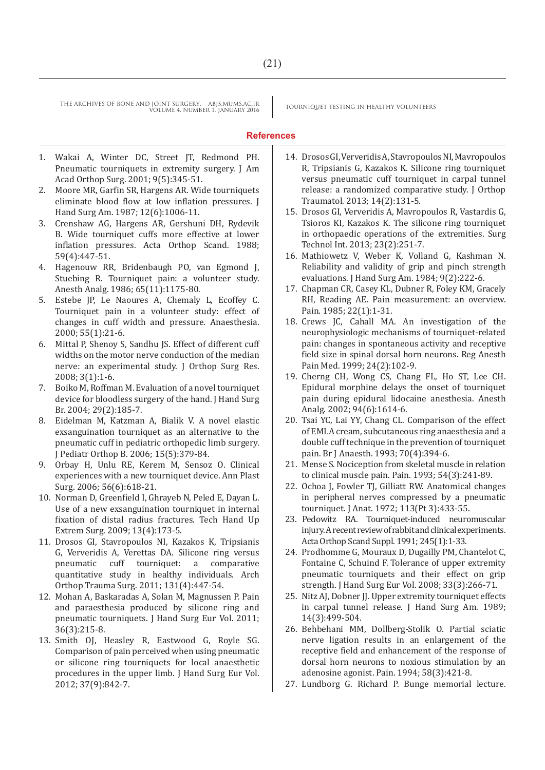## References

1. Wakai A, Winter DC, Street JT, Redmond PH. Pneumatic tourniquets in extremity surgery. J Am Acad Orthop Surg. 2001; 9(5):345-51.
2. Moore MR, Garfin SR, Hargens AR. Wide tourniquets eliminate blood flow at low inflation pressures. J Hand Surg Am. 1987; 12(6):1006-11.
3. Crenshaw AG, Hargens AR, Gershuni DH, Rydevik B. Wide tourniquet cuffs more effective at lower inflation pressures. Acta Orthop Scand. 1988; 59(4):447-51.
4. Hagenouw RR, Bridenbaugh PO, van Egmond J, Stuebing R. Tourniquet pain: a volunteer study. Anesth Analg. 1986; 65(11):1175-80.
5. Estebe JP, Le Naoures A, Chemaly L, Ecoffey C. Tourniquet pain in a volunteer study: effect of changes in cuff width and pressure. Anaesthesia. 2000; 55(1):21-6.
6. Mittal P, Shenoy S, Sandhu JS. Effect of different cuff widths on the motor nerve conduction of the median nerve: an experimental study. J Orthop Surg Res. 2008; 3(1):1-6.
7. Boiko M, Roffman M. Evaluation of a novel tourniquet device for bloodless surgery of the hand. J Hand Surg Br. 2004; 29(2):185-7.
8. Eidelman M, Katzman A, Bialik V. A novel elastic exsanguination tourniquet as an alternative to the pneumatic cuff in pediatric orthopedic limb surgery. J Pediatr Orthop B. 2006; 15(5):379-84.
9. Orbay H, Unlu RE, Kerem M, Sensoz O. Clinical experiences with a new tourniquet device. Ann Plast Surg. 2006; 56(6):618-21.
10. Norman D, Greenfield I, Ghrayeb N, Peled E, Dayan L. Use of a new exsanguination tourniquet in internal fixation of distal radius fractures. Tech Hand Up Extrem Surg. 2009; 13(4):173-5.
11. Drosos GI, Stavropoulos NI, Kazakos K, Tripsianis G, Ververidis A, Verettas DA. Silicone ring versus pneumatic cuff tourniquet: a comparative quantitative study in healthy individuals. Arch Orthop Trauma Surg. 2011; 131(4):447-54.
12. Mohan A, Baskaradas A, Solan M, Magnussen P. Pain and paraesthesia produced by silicone ring and pneumatic tourniquets. J Hand Surg Eur Vol. 2011; 36(3):215-8.
13. Smith OJ, Heasley R, Eastwood G, Royle SG. Comparison of pain perceived when using pneumatic or silicone ring tourniquets for local anaesthetic procedures in the upper limb. J Hand Surg Eur Vol. 2012; 37(9):842-7.
14. Drosos GI, Ververidis A, Stavropoulos NI, Mavropoulos R, Tripsianis G, Kazakos K. Silicone ring tourniquet versus pneumatic cuff tourniquet in carpal tunnel release: a randomized comparative study. J Orthop Traumatol. 2013; 14(2):131-5.
15. Drosos GI, Ververidis A, Mavropoulos R, Vastardis G, Tsioros KI, Kazakos K. The silicone ring tourniquet in orthopaedic operations of the extremities. Surg Technol Int. 2013; 23(2):251-7.
16. Mathiowetz V, Weber K, Volland G, Kashman N. Reliability and validity of grip and pinch strength evaluations. J Hand Surg Am. 1984; 9(2):222-6.
17. Chapman CR, Casey KL, Dubner R, Foley KM, Gracely RH, Reading AE. Pain measurement: an overview. Pain. 1985; 22(1):1-31.
18. Crews JC, Cahall MA. An investigation of the neurophysiologic mechanisms of tourniquet-related pain: changes in spontaneous activity and receptive field size in spinal dorsal horn neurons. Reg Anesth Pain Med. 1999; 24(2):102-9.
19. Cherng CH, Wong CS, Chang FL, Ho ST, Lee CH. Epidural morphine delays the onset of tourniquet pain during epidural lidocaine anesthesia. Anesth Analg. 2002; 94(6):1614-6.
20. Tsai YC, Lai YY, Chang CL. Comparison of the effect of EMLA cream, subcutaneous ring anaesthesia and a double cuff technique in the prevention of tourniquet pain. Br J Anaesth. 1993; 70(4):394-6.
21. Mense S. Nociception from skeletal muscle in relation to clinical muscle pain. Pain. 1993; 54(3):241-89.
22. Ochoa J, Fowler TJ, Gilliatt RW. Anatomical changes in peripheral nerves compressed by a pneumatic tourniquet. J Anat. 1972; 113(Pt 3):433-55.
23. Pedowitz RA. Tourniquet-induced neuromuscular injury. A recent review of rabbit and clinical experiments. Acta Orthop Scand Suppl. 1991; 245(1):1-33.
24. Prodhomme G, Mouraux D, Dugailly PM, Chantelot C, Fontaine C, Schuind F. Tolerance of upper extremity pneumatic tourniquets and their effect on grip strength. J Hand Surg Eur Vol. 2008; 33(3):266-71.
25. Nitz AJ, Dobner JJ. Upper extremity tourniquet effects in carpal tunnel release. J Hand Surg Am. 1989; 14(3):499-504.
26. Behbehani MM, Dollberg-Stolik O. Partial sciatic nerve ligation results in an enlargement of the receptive field and enhancement of the response of dorsal horn neurons to noxious stimulation by an adenosine agonist. Pain. 1994; 58(3):421-8.
27. Lundborg G. Richard P. Bunge memorial lecture.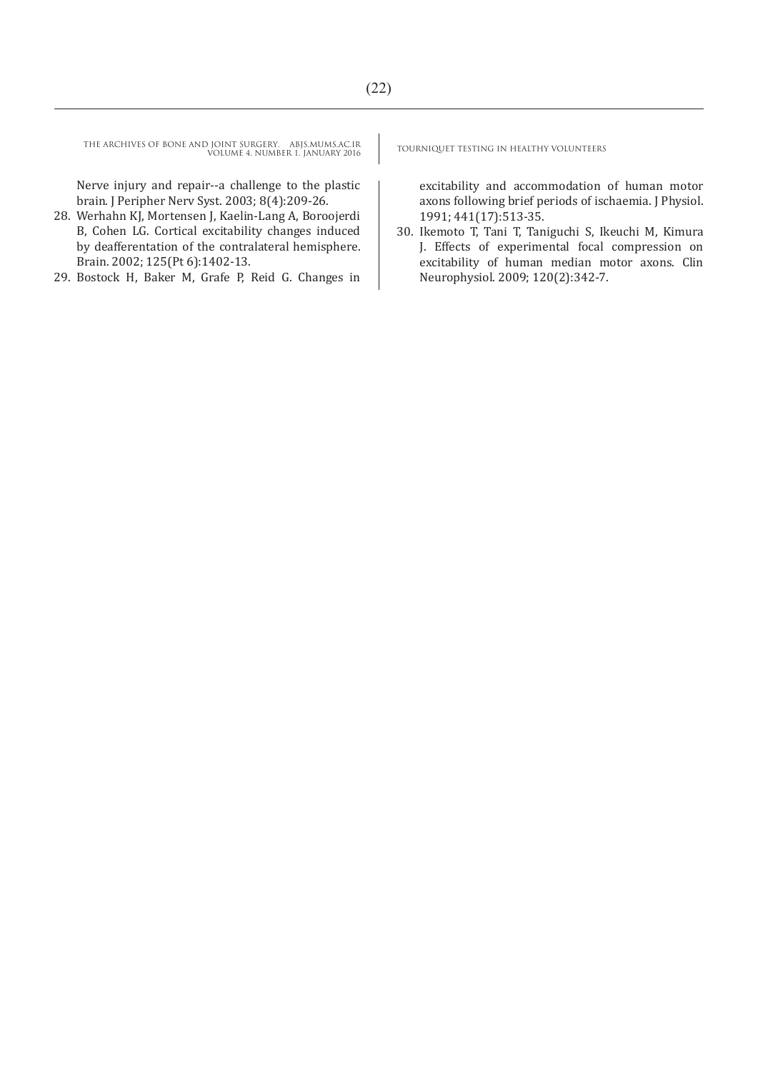Nerve injury and repair--a challenge to the plastic brain. J Peripher Nerv Syst. 2003; 8(4):209-26.

28. Werhahn KJ, Mortensen J, Kaelin-Lang A, Boroojerdi B, Cohen LG. Cortical excitability changes induced by deafferentation of the contralateral hemisphere. Brain. 2002; 125(Pt 6):1402-13.
29. Bostock H, Baker M, Grafe P, Reid G. Changes in excitability and accommodation of human motor axons following brief periods of ischaemia. J Physiol. 1991; 441(17):513-35.
30. Ikemoto T, Tani T, Taniguchi S, Ikeuchi M, Kimura J. Effects of experimental focal compression on excitability of human median motor axons. Clin Neurophysiol. 2009; 120(2):342-7.